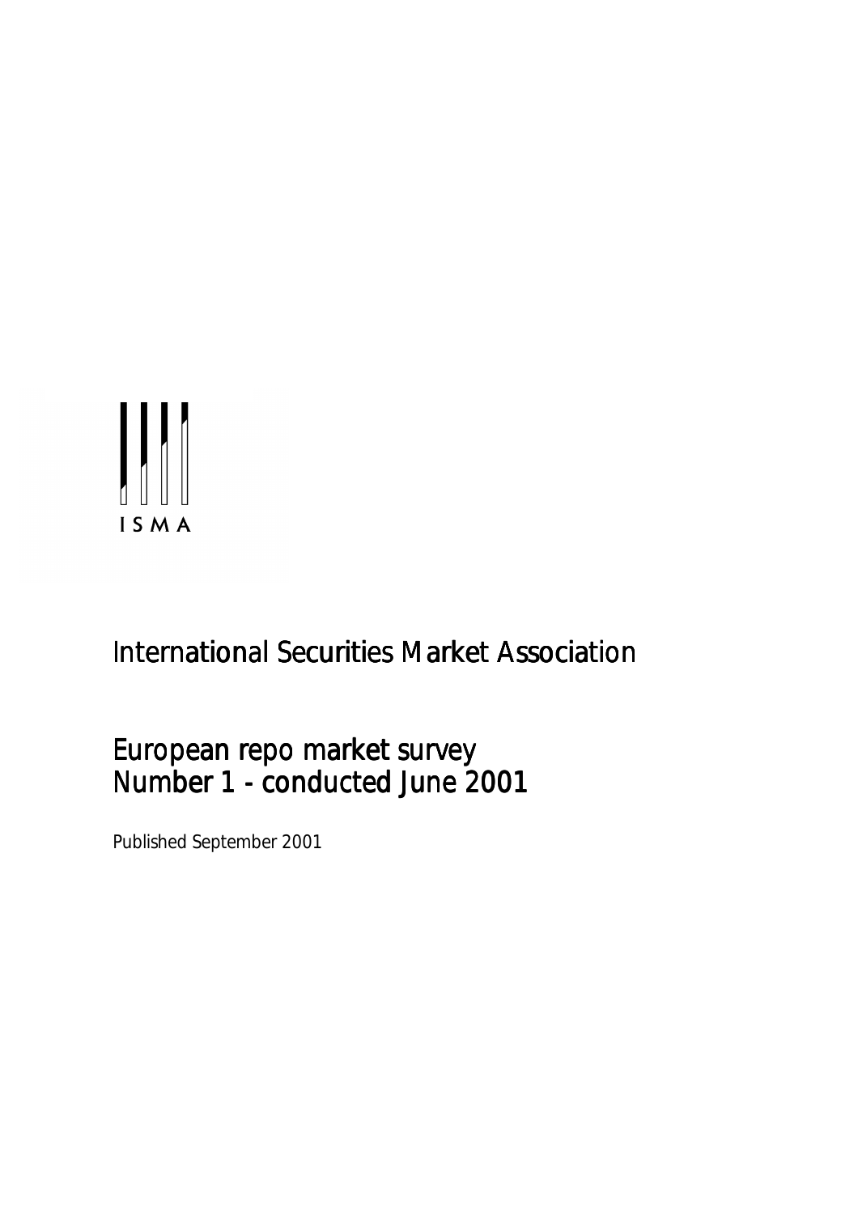ISMA

# International Securities Market Association

## European repo market survey
## Number 1 - conducted June 2001

Published September 2001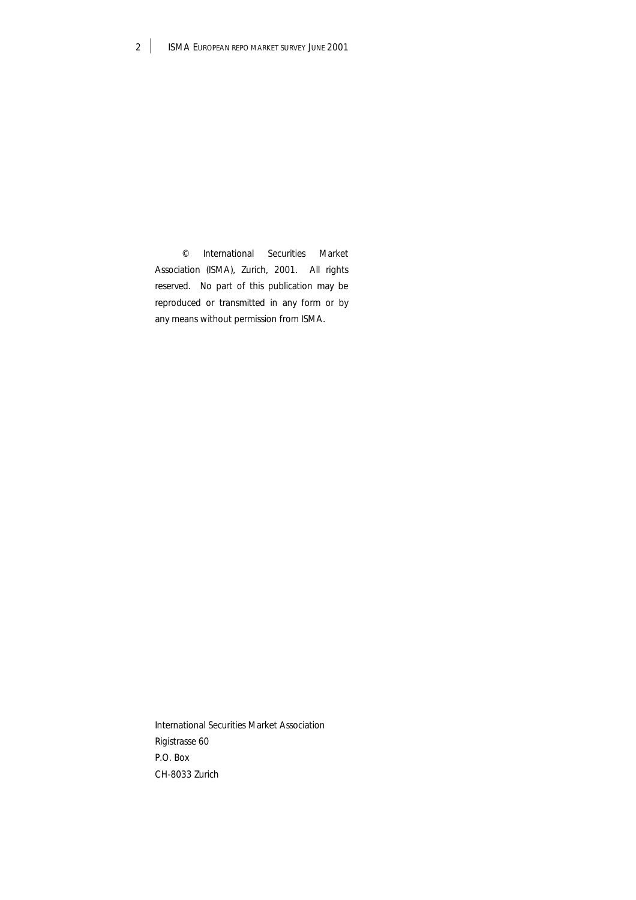© International Securities Market Association (ISMA), Zurich, 2001. All rights reserved. No part of this publication may be reproduced or transmitted in any form or by any means without permission from ISMA.

International Securities Market Association
Rigistrasse 60
P.O. Box
CH-8033 Zurich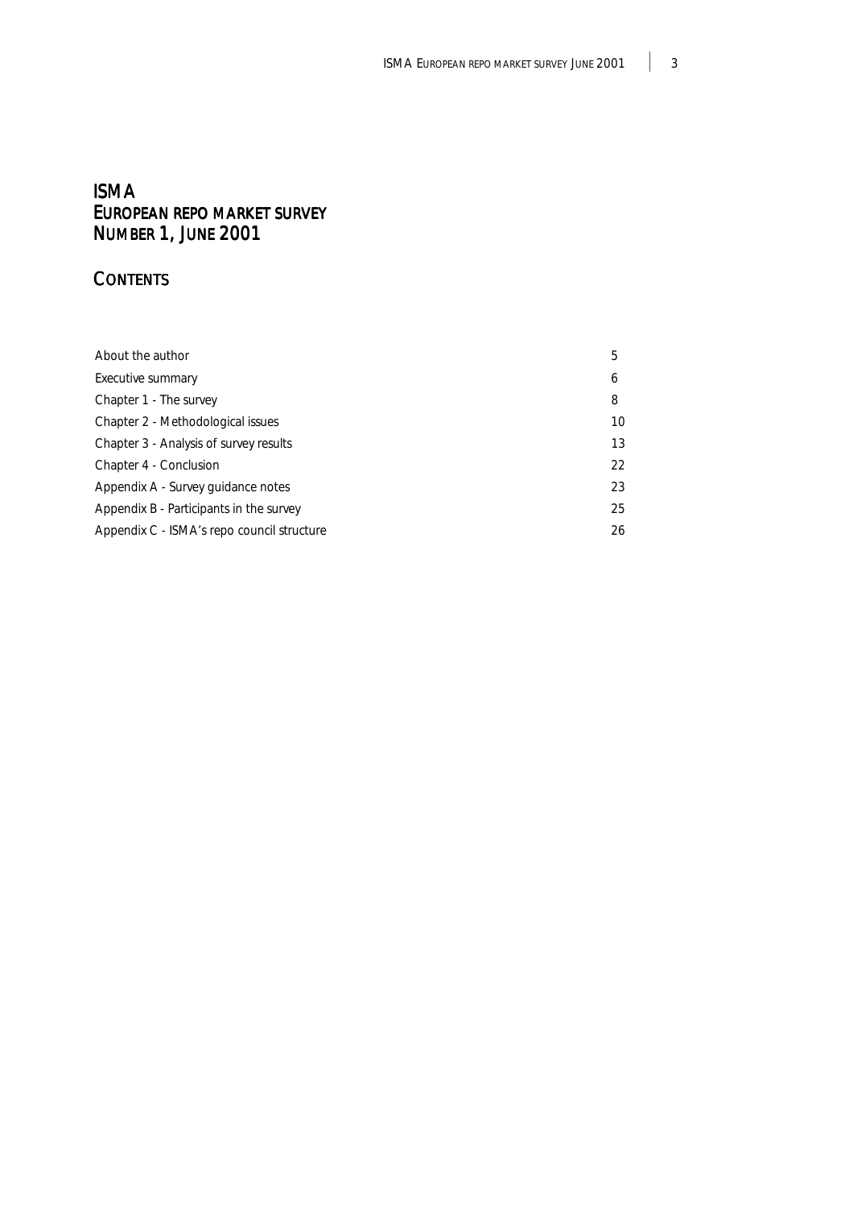# ISMA
# EUROPEAN REPO MARKET SURVEY
# NUMBER 1, JUNE 2001

## CONTENTS

| | |
|---|---|
| About the author | 5 |
| Executive summary | 6 |
| Chapter 1 - The survey | 8 |
| Chapter 2 - Methodological issues | 10 |
| Chapter 3 - Analysis of survey results | 13 |
| Chapter 4 - Conclusion | 22 |
| Appendix A - Survey guidance notes | 23 |
| Appendix B - Participants in the survey | 25 |
| Appendix C - ISMA's repo council structure | 26 |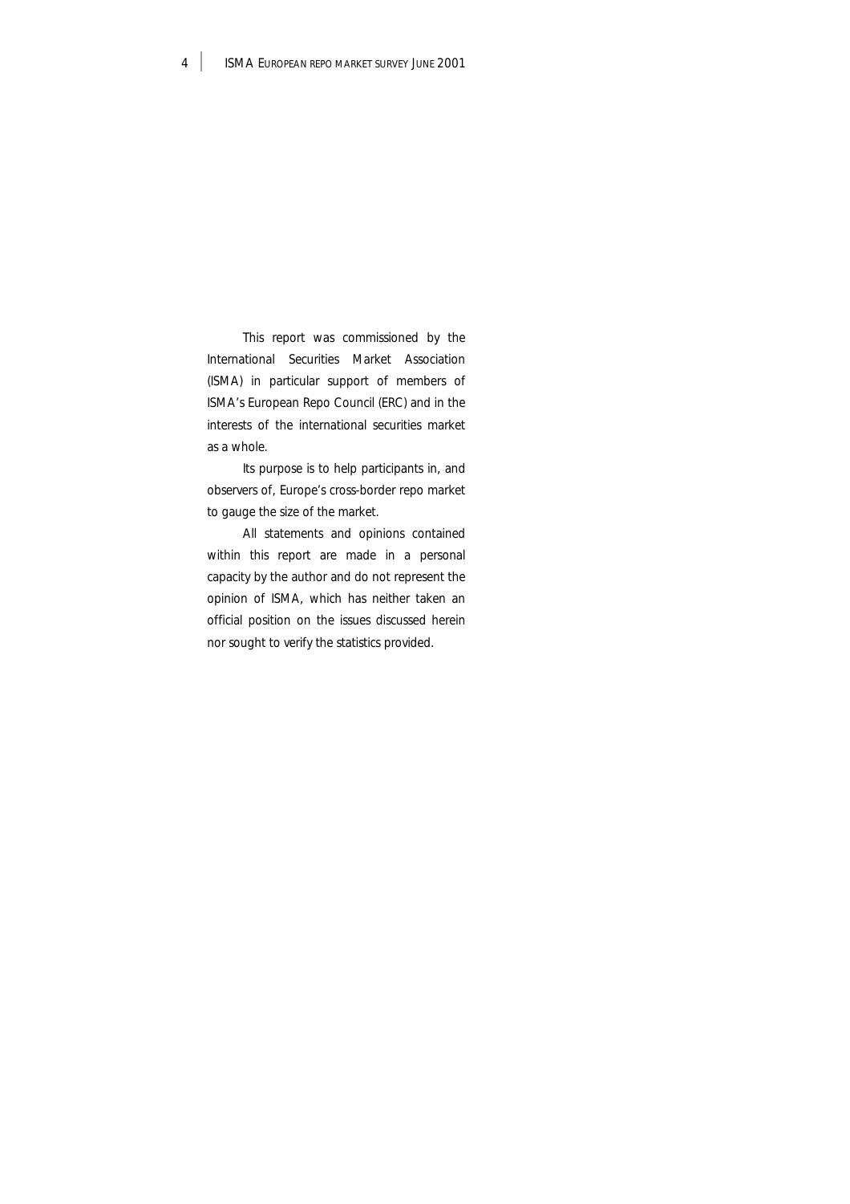This report was commissioned by the International Securities Market Association (ISMA) in particular support of members of ISMA's European Repo Council (ERC) and in the interests of the international securities market as a whole.

Its purpose is to help participants in, and observers of, Europe's cross-border repo market to gauge the size of the market.

All statements and opinions contained within this report are made in a personal capacity by the author and do not represent the opinion of ISMA, which has neither taken an official position on the issues discussed herein nor sought to verify the statistics provided.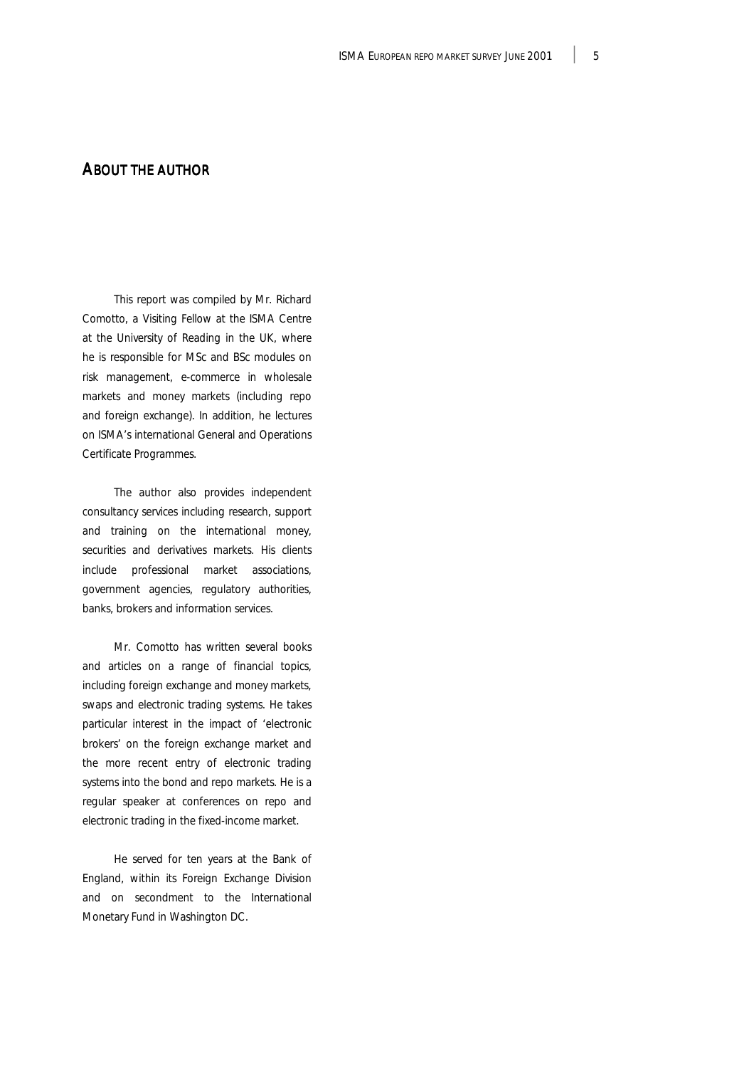## ABOUT THE AUTHOR

This report was compiled by Mr. Richard Comotto, a Visiting Fellow at the ISMA Centre at the University of Reading in the UK, where he is responsible for MSc and BSc modules on risk management, e-commerce in wholesale markets and money markets (including repo and foreign exchange). In addition, he lectures on ISMA's international General and Operations Certificate Programmes.

The author also provides independent consultancy services including research, support and training on the international money, securities and derivatives markets. His clients include professional market associations, government agencies, regulatory authorities, banks, brokers and information services.

Mr. Comotto has written several books and articles on a range of financial topics, including foreign exchange and money markets, swaps and electronic trading systems. He takes particular interest in the impact of 'electronic brokers' on the foreign exchange market and the more recent entry of electronic trading systems into the bond and repo markets. He is a regular speaker at conferences on repo and electronic trading in the fixed-income market.

He served for ten years at the Bank of England, within its Foreign Exchange Division and on secondment to the International Monetary Fund in Washington DC.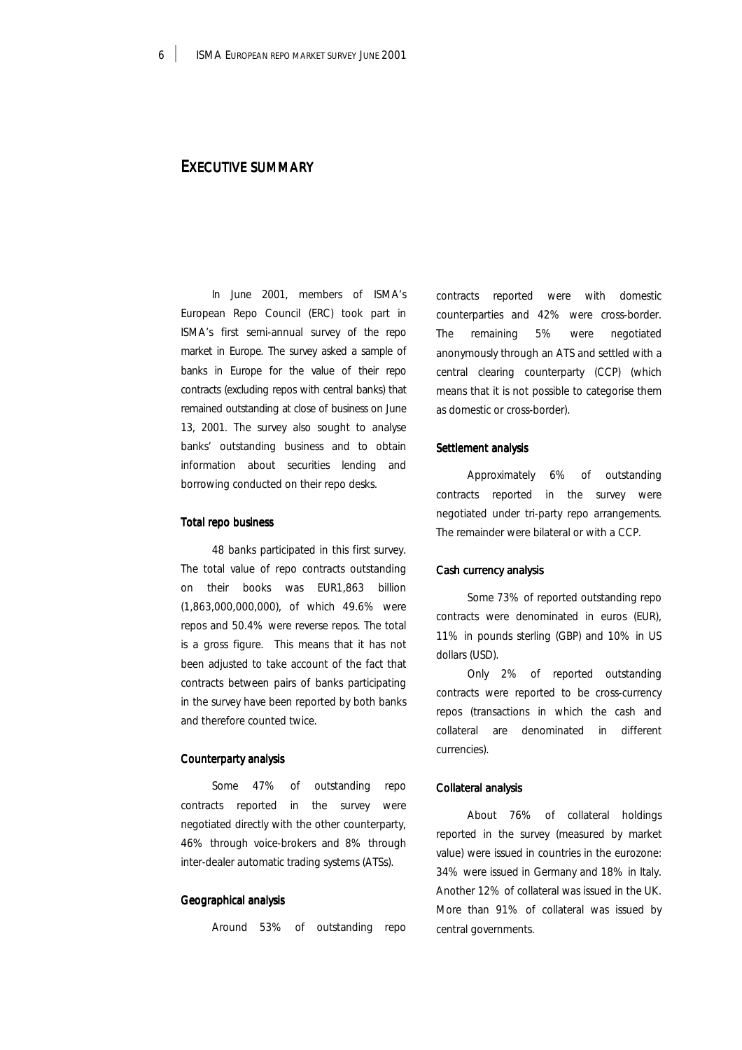# EXECUTIVE SUMMARY

In June 2001, members of ISMA's European Repo Council (ERC) took part in ISMA's first semi-annual survey of the repo market in Europe. The survey asked a sample of banks in Europe for the value of their repo contracts (excluding repos with central banks) that remained outstanding at close of business on June 13, 2001. The survey also sought to analyse banks' outstanding business and to obtain information about securities lending and borrowing conducted on their repo desks.

### Total repo business

48 banks participated in this first survey. The total value of repo contracts outstanding on their books was EUR1,863 billion (1,863,000,000,000), of which 49.6% were repos and 50.4% were reverse repos. The total is a gross figure. This means that it has not been adjusted to take account of the fact that contracts between pairs of banks participating in the survey have been reported by both banks and therefore counted twice.

### Counterparty analysis

Some 47% of outstanding repo contracts reported in the survey were negotiated directly with the other counterparty, 46% through voice-brokers and 8% through inter-dealer automatic trading systems (ATSs).

### Geographical analysis

Around 53% of outstanding repo contracts reported were with domestic counterparties and 42% were cross-border. The remaining 5% were negotiated anonymously through an ATS and settled with a central clearing counterparty (CCP) (which means that it is not possible to categorise them as domestic or cross-border).

### Settlement analysis

Approximately 6% of outstanding contracts reported in the survey were negotiated under tri-party repo arrangements. The remainder were bilateral or with a CCP.

### Cash currency analysis

Some 73% of reported outstanding repo contracts were denominated in euros (EUR), 11% in pounds sterling (GBP) and 10% in US dollars (USD).

Only 2% of reported outstanding contracts were reported to be cross-currency repos (transactions in which the cash and collateral are denominated in different currencies).

### Collateral analysis

About 76% of collateral holdings reported in the survey (measured by market value) were issued in countries in the eurozone: 34% were issued in Germany and 18% in Italy. Another 12% of collateral was issued in the UK. More than 91% of collateral was issued by central governments.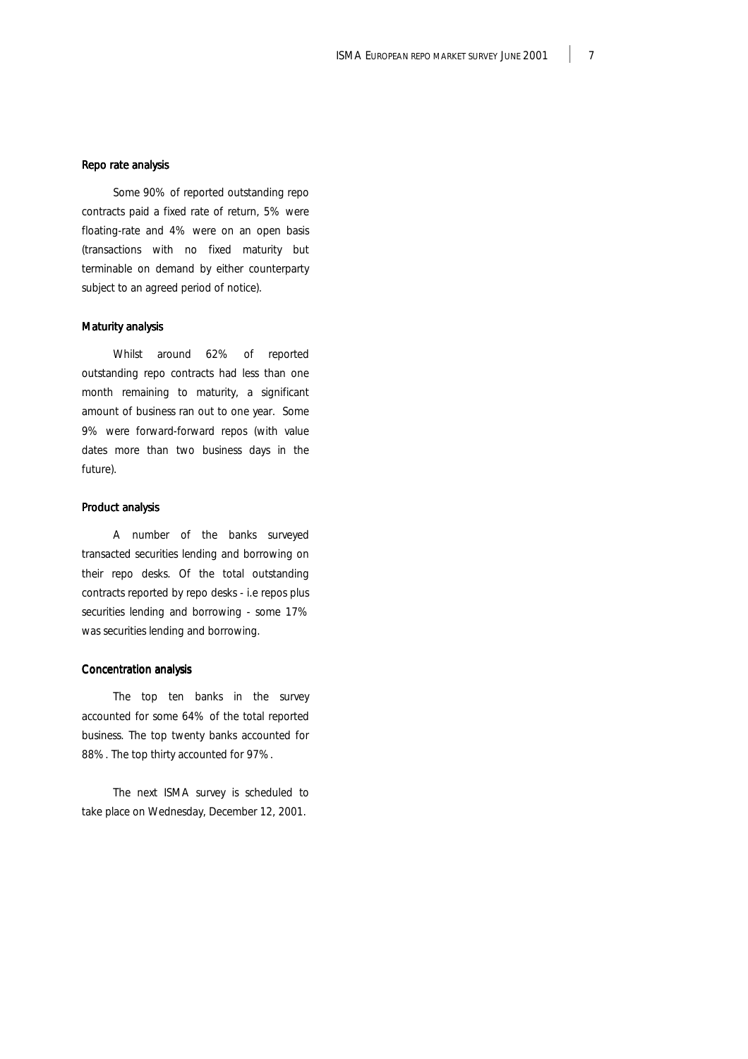### Repo rate analysis

Some 90% of reported outstanding repo contracts paid a fixed rate of return, 5% were floating-rate and 4% were on an open basis (transactions with no fixed maturity but terminable on demand by either counterparty subject to an agreed period of notice).

### Maturity analysis

Whilst around 62% of reported outstanding repo contracts had less than one month remaining to maturity, a significant amount of business ran out to one year. Some 9% were forward-forward repos (with value dates more than two business days in the future).

### Product analysis

A number of the banks surveyed transacted securities lending and borrowing on their repo desks. Of the total outstanding contracts reported by repo desks - i.e repos plus securities lending and borrowing - some 17% was securities lending and borrowing.

### Concentration analysis

The top ten banks in the survey accounted for some 64% of the total reported business. The top twenty banks accounted for 88%. The top thirty accounted for 97%.

The next ISMA survey is scheduled to take place on Wednesday, December 12, 2001.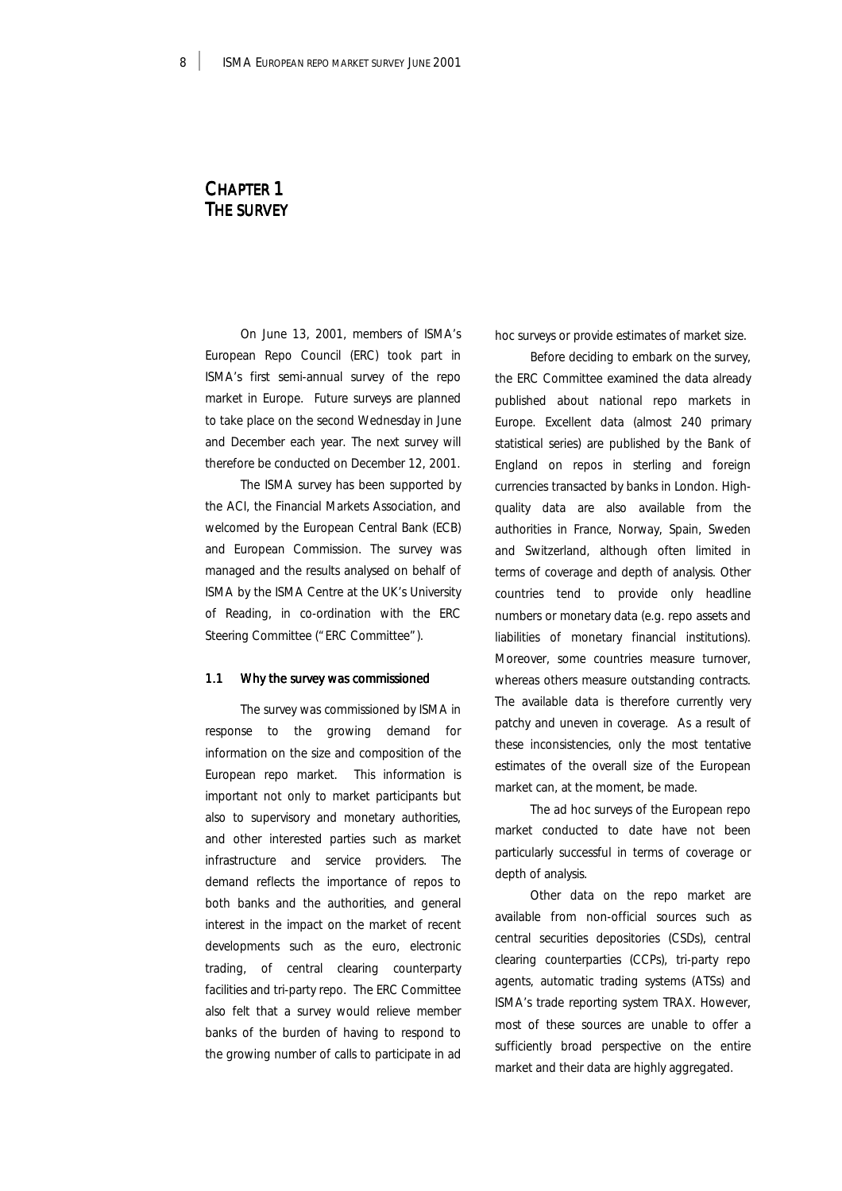# CHAPTER 1 THE SURVEY

On June 13, 2001, members of ISMA's European Repo Council (ERC) took part in ISMA's first semi-annual survey of the repo market in Europe. Future surveys are planned to take place on the second Wednesday in June and December each year. The next survey will therefore be conducted on December 12, 2001.

The ISMA survey has been supported by the ACI, the Financial Markets Association, and welcomed by the European Central Bank (ECB) and European Commission. The survey was managed and the results analysed on behalf of ISMA by the ISMA Centre at the UK's University of Reading, in co-ordination with the ERC Steering Committee ("ERC Committee").

## 1.1 Why the survey was commissioned

The survey was commissioned by ISMA in response to the growing demand for information on the size and composition of the European repo market. This information is important not only to market participants but also to supervisory and monetary authorities, and other interested parties such as market infrastructure and service providers. The demand reflects the importance of repos to both banks and the authorities, and general interest in the impact on the market of recent developments such as the euro, electronic trading, of central clearing counterparty facilities and tri-party repo. The ERC Committee also felt that a survey would relieve member banks of the burden of having to respond to the growing number of calls to participate in ad hoc surveys or provide estimates of market size.

Before deciding to embark on the survey, the ERC Committee examined the data already published about national repo markets in Europe. Excellent data (almost 240 primary statistical series) are published by the Bank of England on repos in sterling and foreign currencies transacted by banks in London. High-quality data are also available from the authorities in France, Norway, Spain, Sweden and Switzerland, although often limited in terms of coverage and depth of analysis. Other countries tend to provide only headline numbers or monetary data (e.g. repo assets and liabilities of monetary financial institutions). Moreover, some countries measure turnover, whereas others measure outstanding contracts. The available data is therefore currently very patchy and uneven in coverage. As a result of these inconsistencies, only the most tentative estimates of the overall size of the European market can, at the moment, be made.

The ad hoc surveys of the European repo market conducted to date have not been particularly successful in terms of coverage or depth of analysis.

Other data on the repo market are available from non-official sources such as central securities depositories (CSDs), central clearing counterparties (CCPs), tri-party repo agents, automatic trading systems (ATSs) and ISMA's trade reporting system TRAX. However, most of these sources are unable to offer a sufficiently broad perspective on the entire market and their data are highly aggregated.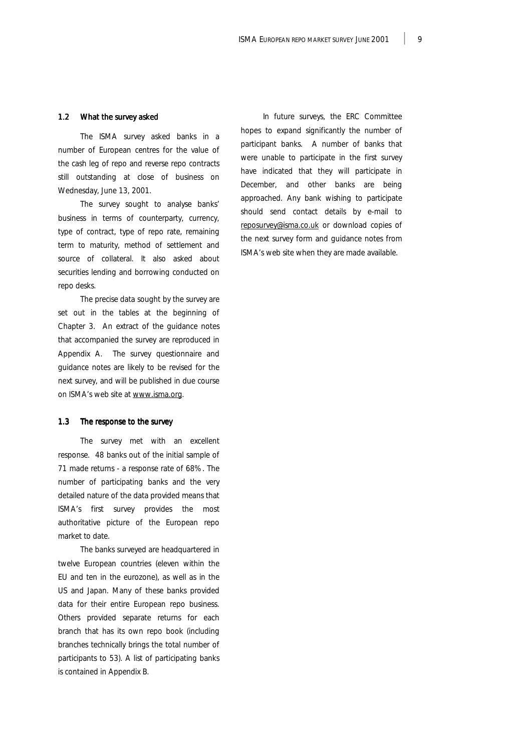## 1.2 What the survey asked

The ISMA survey asked banks in a number of European centres for the value of the cash leg of repo and reverse repo contracts still outstanding at close of business on Wednesday, June 13, 2001.

The survey sought to analyse banks' business in terms of counterparty, currency, type of contract, type of repo rate, remaining term to maturity, method of settlement and source of collateral. It also asked about securities lending and borrowing conducted on repo desks.

The precise data sought by the survey are set out in the tables at the beginning of Chapter 3. An extract of the guidance notes that accompanied the survey are reproduced in Appendix A. The survey questionnaire and guidance notes are likely to be revised for the next survey, and will be published in due course on ISMA's web site at www.isma.org.

## 1.3 The response to the survey

The survey met with an excellent response. 48 banks out of the initial sample of 71 made returns - a response rate of 68%. The number of participating banks and the very detailed nature of the data provided means that ISMA's first survey provides the most authoritative picture of the European repo market to date.

The banks surveyed are headquartered in twelve European countries (eleven within the EU and ten in the eurozone), as well as in the US and Japan. Many of these banks provided data for their entire European repo business. Others provided separate returns for each branch that has its own repo book (including branches technically brings the total number of participants to 53). A list of participating banks is contained in Appendix B.

In future surveys, the ERC Committee hopes to expand significantly the number of participant banks. A number of banks that were unable to participate in the first survey have indicated that they will participate in December, and other banks are being approached. Any bank wishing to participate should send contact details by e-mail to reposurvey@isma.co.uk or download copies of the next survey form and guidance notes from ISMA's web site when they are made available.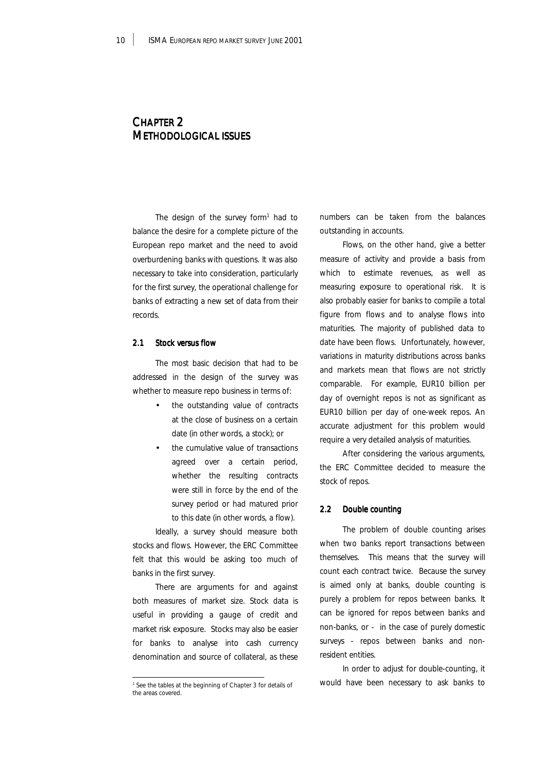# CHAPTER 2
# METHODOLOGICAL ISSUES

The design of the survey form[1] had to balance the desire for a complete picture of the European repo market and the need to avoid overburdening banks with questions. It was also necessary to take into consideration, particularly for the first survey, the operational challenge for banks of extracting a new set of data from their records.

## 2.1 Stock versus flow

The most basic decision that had to be addressed in the design of the survey was whether to measure repo business in terms of:

- the outstanding value of contracts at the close of business on a certain date (in other words, a stock); or
- the cumulative value of transactions agreed over a certain period, whether the resulting contracts were still in force by the end of the survey period or had matured prior to this date (in other words, a flow).

Ideally, a survey should measure both stocks and flows. However, the ERC Committee felt that this would be asking too much of banks in the first survey.

There are arguments for and against both measures of market size. Stock data is useful in providing a gauge of credit and market risk exposure. Stocks may also be easier for banks to analyse into cash currency denomination and source of collateral, as these numbers can be taken from the balances outstanding in accounts.

Flows, on the other hand, give a better measure of activity and provide a basis from which to estimate revenues, as well as measuring exposure to operational risk. It is also probably easier for banks to compile a total figure from flows and to analyse flows into maturities. The majority of published data to date have been flows. Unfortunately, however, variations in maturity distributions across banks and markets mean that flows are not strictly comparable. For example, EUR10 billion per day of overnight repos is not as significant as EUR10 billion per day of one-week repos. An accurate adjustment for this problem would require a very detailed analysis of maturities.

After considering the various arguments, the ERC Committee decided to measure the stock of repos.

## 2.2 Double counting

The problem of double counting arises when two banks report transactions between themselves. This means that the survey will count each contract twice. Because the survey is aimed only at banks, double counting is purely a problem for repos between banks. It can be ignored for repos between banks and non-banks, or - in the case of purely domestic surveys - repos between banks and non-resident entities.

In order to adjust for double-counting, it would have been necessary to ask banks to

[1] See the tables at the beginning of Chapter 3 for details of the areas covered.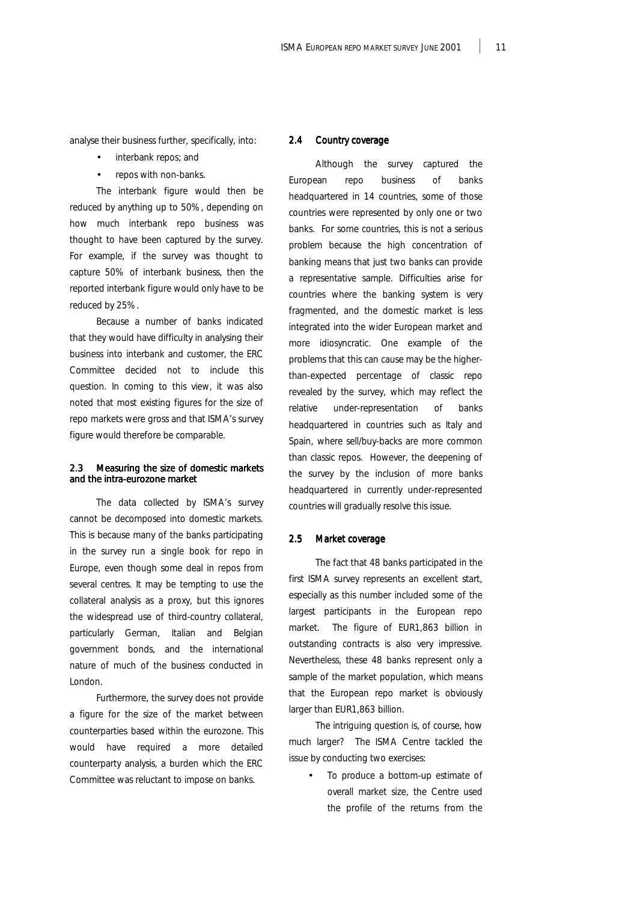analyse their business further, specifically, into:

- interbank repos; and
- repos with non-banks.

The interbank figure would then be reduced by anything up to 50%, depending on how much interbank repo business was thought to have been captured by the survey. For example, if the survey was thought to capture 50% of interbank business, then the reported interbank figure would only have to be reduced by 25%.

Because a number of banks indicated that they would have difficulty in analysing their business into interbank and customer, the ERC Committee decided not to include this question. In coming to this view, it was also noted that most existing figures for the size of repo markets were gross and that ISMA's survey figure would therefore be comparable.

### 2.3 Measuring the size of domestic markets and the intra-eurozone market

The data collected by ISMA's survey cannot be decomposed into domestic markets. This is because many of the banks participating in the survey run a single book for repo in Europe, even though some deal in repos from several centres. It may be tempting to use the collateral analysis as a proxy, but this ignores the widespread use of third-country collateral, particularly German, Italian and Belgian government bonds, and the international nature of much of the business conducted in London.

Furthermore, the survey does not provide a figure for the size of the market between counterparties based within the eurozone. This would have required a more detailed counterparty analysis, a burden which the ERC Committee was reluctant to impose on banks.

### 2.4 Country coverage

Although the survey captured the European repo business of banks headquartered in 14 countries, some of those countries were represented by only one or two banks. For some countries, this is not a serious problem because the high concentration of banking means that just two banks can provide a representative sample. Difficulties arise for countries where the banking system is very fragmented, and the domestic market is less integrated into the wider European market and more idiosyncratic. One example of the problems that this can cause may be the higher-than-expected percentage of classic repo revealed by the survey, which may reflect the relative under-representation of banks headquartered in countries such as Italy and Spain, where sell/buy-backs are more common than classic repos. However, the deepening of the survey by the inclusion of more banks headquartered in currently under-represented countries will gradually resolve this issue.

### 2.5 Market coverage

The fact that 48 banks participated in the first ISMA survey represents an excellent start, especially as this number included some of the largest participants in the European repo market. The figure of EUR1,863 billion in outstanding contracts is also very impressive. Nevertheless, these 48 banks represent only a sample of the market population, which means that the European repo market is obviously larger than EUR1,863 billion.

The intriguing question is, of course, how much larger? The ISMA Centre tackled the issue by conducting two exercises:

- To produce a bottom-up estimate of overall market size, the Centre used the profile of the returns from the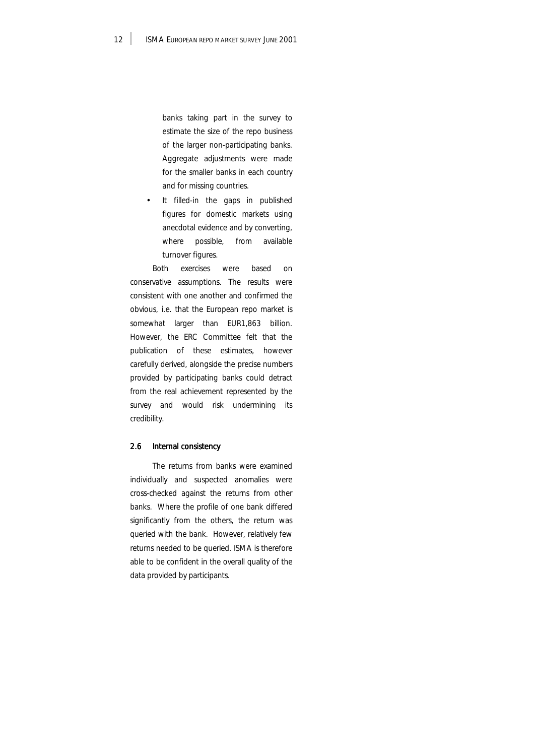banks taking part in the survey to estimate the size of the repo business of the larger non-participating banks. Aggregate adjustments were made for the smaller banks in each country and for missing countries.

- It filled-in the gaps in published figures for domestic markets using anecdotal evidence and by converting, where possible, from available turnover figures.

Both exercises were based on conservative assumptions. The results were consistent with one another and confirmed the obvious, i.e. that the European repo market is somewhat larger than EUR1,863 billion. However, the ERC Committee felt that the publication of these estimates, however carefully derived, alongside the precise numbers provided by participating banks could detract from the real achievement represented by the survey and would risk undermining its credibility.

### 2.6 Internal consistency

The returns from banks were examined individually and suspected anomalies were cross-checked against the returns from other banks. Where the profile of one bank differed significantly from the others, the return was queried with the bank. However, relatively few returns needed to be queried. ISMA is therefore able to be confident in the overall quality of the data provided by participants.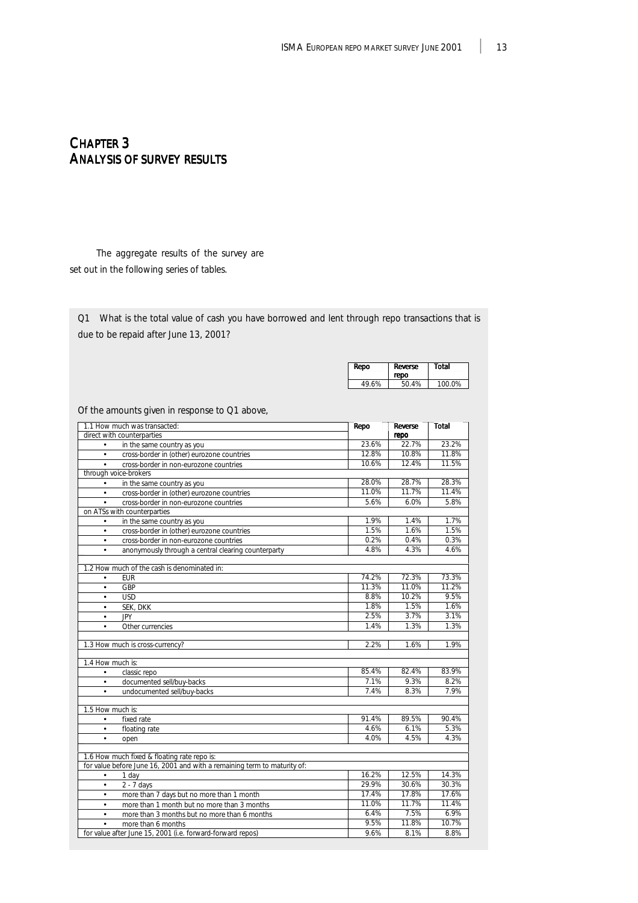# CHAPTER 3
# ANALYSIS OF SURVEY RESULTS

The aggregate results of the survey are set out in the following series of tables.

Q1 What is the total value of cash you have borrowed and lent through repo transactions that is due to be repaid after June 13, 2001?

| Repo | Reverse repo | Total |
|---|---|---|
| 49.6% | 50.4% | 100.0% |

Of the amounts given in response to Q1 above,

| | Repo | Reverse repo | Total |
|---|---|---|---|
| **1.1 How much was transacted:** | | | |
| direct with counterparties | | | |
| • in the same country as you | 23.6% | 22.7% | 23.2% |
| • cross-border in (other) eurozone countries | 12.8% | 10.8% | 11.8% |
| • cross-border in non-eurozone countries | 10.6% | 12.4% | 11.5% |
| through voice-brokers | | | |
| • in the same country as you | 28.0% | 28.7% | 28.3% |
| • cross-border in (other) eurozone countries | 11.0% | 11.7% | 11.4% |
| • cross-border in non-eurozone countries | 5.6% | 6.0% | 5.8% |
| on ATSs with counterparties | | | |
| • in the same country as you | 1.9% | 1.4% | 1.7% |
| • cross-border in (other) eurozone countries | 1.5% | 1.6% | 1.5% |
| • cross-border in non-eurozone countries | 0.2% | 0.4% | 0.3% |
| • anonymously through a central clearing counterparty | 4.8% | 4.3% | 4.6% |
| **1.2 How much of the cash is denominated in:** | | | |
| • EUR | 74.2% | 72.3% | 73.3% |
| • GBP | 11.3% | 11.0% | 11.2% |
| • USD | 8.8% | 10.2% | 9.5% |
| • SEK, DKK | 1.8% | 1.5% | 1.6% |
| • JPY | 2.5% | 3.7% | 3.1% |
| • Other currencies | 1.4% | 1.3% | 1.3% |
| **1.3 How much is cross-currency?** | 2.2% | 1.6% | 1.9% |
| **1.4 How much is:** | | | |
| • classic repo | 85.4% | 82.4% | 83.9% |
| • documented sell/buy-backs | 7.1% | 9.3% | 8.2% |
| • undocumented sell/buy-backs | 7.4% | 8.3% | 7.9% |
| **1.5 How much is:** | | | |
| • fixed rate | 91.4% | 89.5% | 90.4% |
| • floating rate | 4.6% | 6.1% | 5.3% |
| • open | 4.0% | 4.5% | 4.3% |
| **1.6 How much fixed & floating rate repo is:** | | | |
| for value before June 16, 2001 and with a remaining term to maturity of: | | | |
| • 1 day | 16.2% | 12.5% | 14.3% |
| • 2 - 7 days | 29.9% | 30.6% | 30.3% |
| • more than 7 days but no more than 1 month | 17.4% | 17.8% | 17.6% |
| • more than 1 month but no more than 3 months | 11.0% | 11.7% | 11.4% |
| • more than 3 months but no more than 6 months | 6.4% | 7.5% | 6.9% |
| • more than 6 months | 9.5% | 11.8% | 10.7% |
| for value after June 15, 2001 (i.e. forward-forward repos) | 9.6% | 8.1% | 8.8% |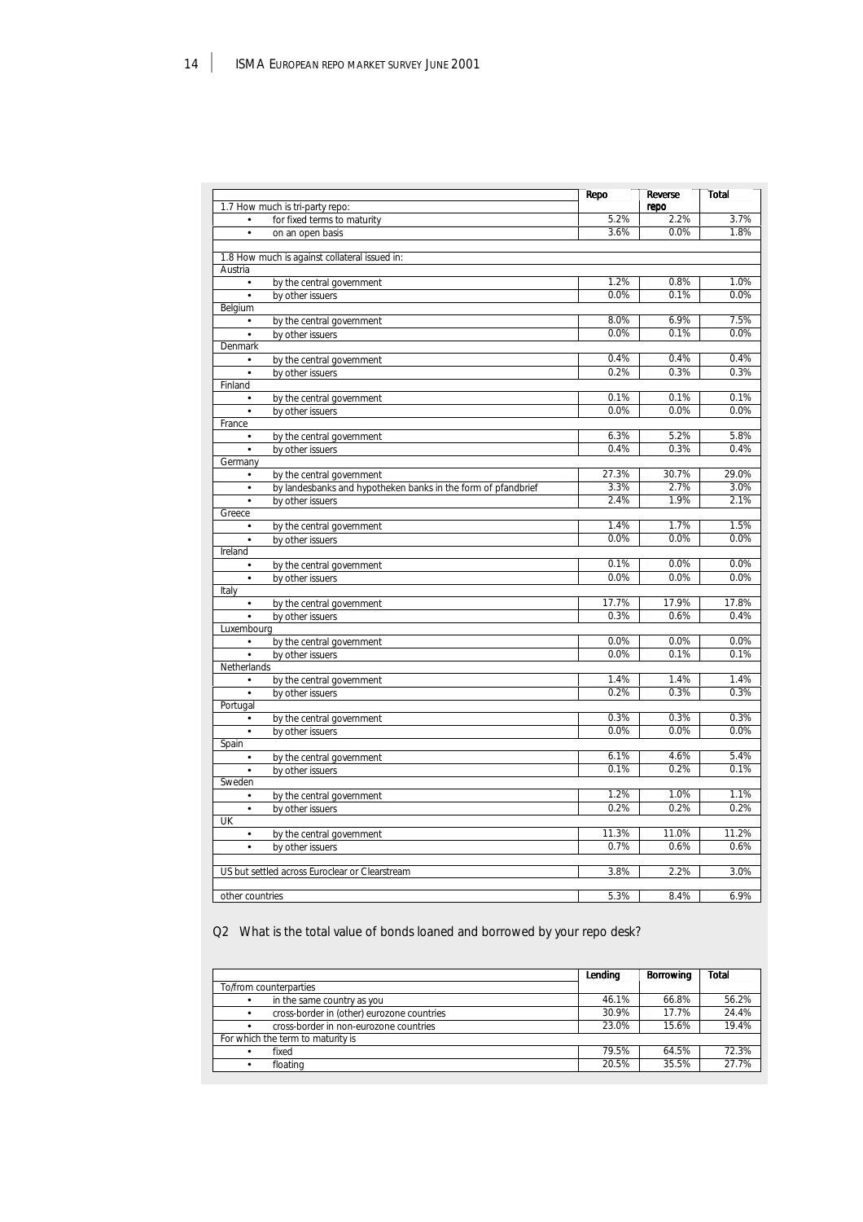| | Repo | Reverse repo | Total |
|---|---|---|---|
| 1.7 How much is tri-party repo: | | | |
| • for fixed terms to maturity | 5.2% | 2.2% | 3.7% |
| • on an open basis | 3.6% | 0.0% | 1.8% |
| | | | |
| 1.8 How much is against collateral issued in: | | | |
| Austria | | | |
| • by the central government | 1.2% | 0.8% | 1.0% |
| • by other issuers | 0.0% | 0.1% | 0.0% |
| Belgium | | | |
| • by the central government | 8.0% | 6.9% | 7.5% |
| • by other issuers | 0.0% | 0.1% | 0.0% |
| Denmark | | | |
| • by the central government | 0.4% | 0.4% | 0.4% |
| • by other issuers | 0.2% | 0.3% | 0.3% |
| Finland | | | |
| • by the central government | 0.1% | 0.1% | 0.1% |
| • by other issuers | 0.0% | 0.0% | 0.0% |
| France | | | |
| • by the central government | 6.3% | 5.2% | 5.8% |
| • by other issuers | 0.4% | 0.3% | 0.4% |
| Germany | | | |
| • by the central government | 27.3% | 30.7% | 29.0% |
| • by landesbanks and hypotheken banks in the form of pfandbrief | 3.3% | 2.7% | 3.0% |
| • by other issuers | 2.4% | 1.9% | 2.1% |
| Greece | | | |
| • by the central government | 1.4% | 1.7% | 1.5% |
| • by other issuers | 0.0% | 0.0% | 0.0% |
| Ireland | | | |
| • by the central government | 0.1% | 0.0% | 0.0% |
| • by other issuers | 0.0% | 0.0% | 0.0% |
| Italy | | | |
| • by the central government | 17.7% | 17.9% | 17.8% |
| • by other issuers | 0.3% | 0.6% | 0.4% |
| Luxembourg | | | |
| • by the central government | 0.0% | 0.0% | 0.0% |
| • by other issuers | 0.0% | 0.1% | 0.1% |
| Netherlands | | | |
| • by the central government | 1.4% | 1.4% | 1.4% |
| • by other issuers | 0.2% | 0.3% | 0.3% |
| Portugal | | | |
| • by the central government | 0.3% | 0.3% | 0.3% |
| • by other issuers | 0.0% | 0.0% | 0.0% |
| Spain | | | |
| • by the central government | 6.1% | 4.6% | 5.4% |
| • by other issuers | 0.1% | 0.2% | 0.1% |
| Sweden | | | |
| • by the central government | 1.2% | 1.0% | 1.1% |
| • by other issuers | 0.2% | 0.2% | 0.2% |
| UK | | | |
| • by the central government | 11.3% | 11.0% | 11.2% |
| • by other issuers | 0.7% | 0.6% | 0.6% |
| | | | |
| US but settled across Euroclear or Clearstream | 3.8% | 2.2% | 3.0% |
| | | | |
| other countries | 5.3% | 8.4% | 6.9% |

Q2 What is the total value of bonds loaned and borrowed by your repo desk?

| | Lending | Borrowing | Total |
|---|---|---|---|
| To/from counterparties | | | |
| • in the same country as you | 46.1% | 66.8% | 56.2% |
| • cross-border in (other) eurozone countries | 30.9% | 17.7% | 24.4% |
| • cross-border in non-eurozone countries | 23.0% | 15.6% | 19.4% |
| For which the term to maturity is | | | |
| • fixed | 79.5% | 64.5% | 72.3% |
| • floating | 20.5% | 35.5% | 27.7% |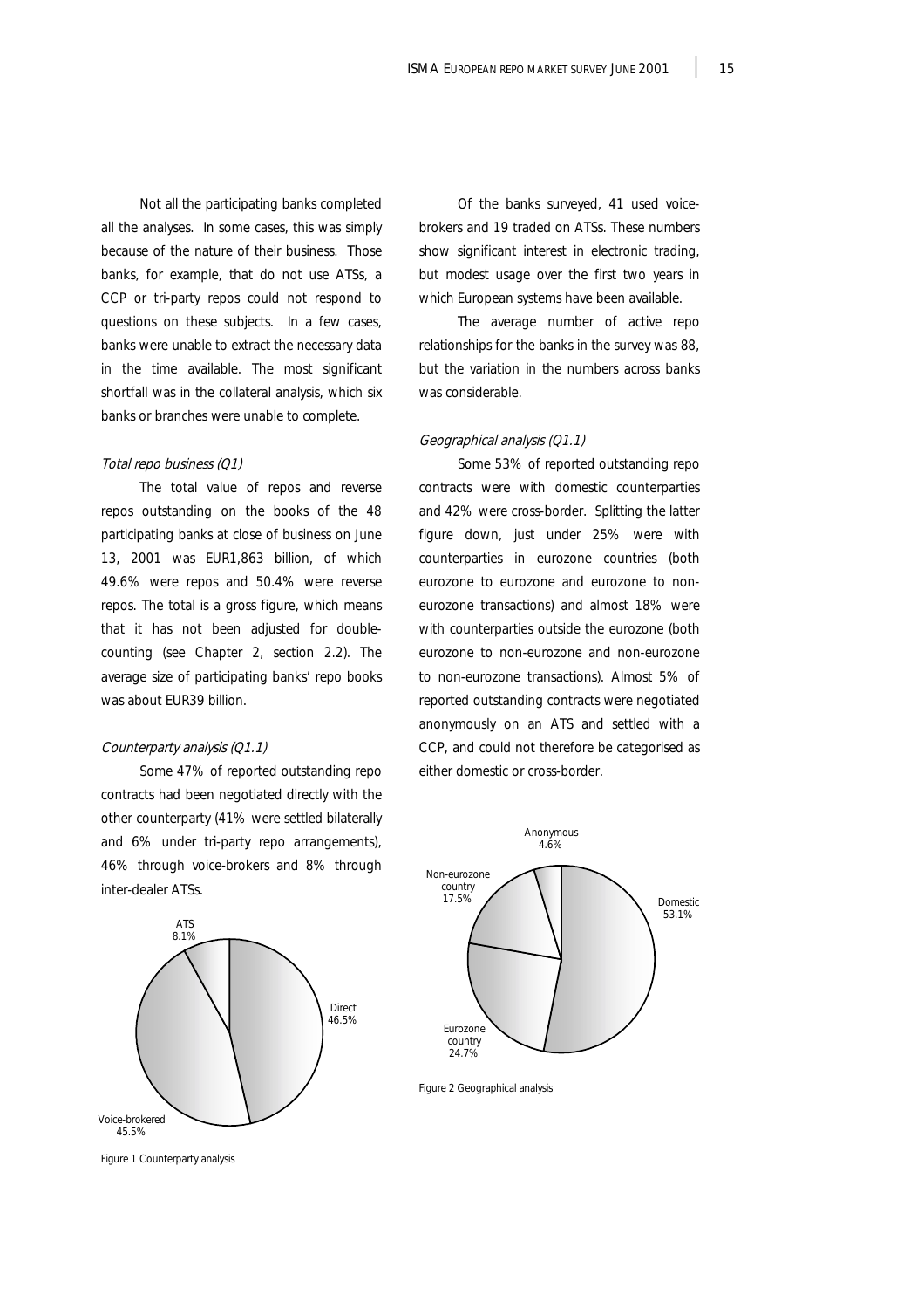Not all the participating banks completed all the analyses. In some cases, this was simply because of the nature of their business. Those banks, for example, that do not use ATSs, a CCP or tri-party repos could not respond to questions on these subjects. In a few cases, banks were unable to extract the necessary data in the time available. The most significant shortfall was in the collateral analysis, which six banks or branches were unable to complete.

*Total repo business (Q1)*

The total value of repos and reverse repos outstanding on the books of the 48 participating banks at close of business on June 13, 2001 was EUR1,863 billion, of which 49.6% were repos and 50.4% were reverse repos. The total is a gross figure, which means that it has not been adjusted for double-counting (see Chapter 2, section 2.2). The average size of participating banks' repo books was about EUR39 billion.

*Counterparty analysis (Q1.1)*

Some 47% of reported outstanding repo contracts had been negotiated directly with the other counterparty (41% were settled bilaterally and 6% under tri-party repo arrangements), 46% through voice-brokers and 8% through inter-dealer ATSs.

ATS 8.1%
Direct 46.5%
Voice-brokered 45.5%

Figure 1 Counterparty analysis

Of the banks surveyed, 41 used voice-brokers and 19 traded on ATSs. These numbers show significant interest in electronic trading, but modest usage over the first two years in which European systems have been available.

The average number of active repo relationships for the banks in the survey was 88, but the variation in the numbers across banks was considerable.

*Geographical analysis (Q1.1)*

Some 53% of reported outstanding repo contracts were with domestic counterparties and 42% were cross-border. Splitting the latter figure down, just under 25% were with counterparties in eurozone countries (both eurozone to eurozone and eurozone to non-eurozone transactions) and almost 18% were with counterparties outside the eurozone (both eurozone to non-eurozone and non-eurozone to non-eurozone transactions). Almost 5% of reported outstanding contracts were negotiated anonymously on an ATS and settled with a CCP, and could not therefore be categorised as either domestic or cross-border.

Anonymous 4.6%
Non-eurozone country 17.5%
Domestic 53.1%
Eurozone country 24.7%

Figure 2 Geographical analysis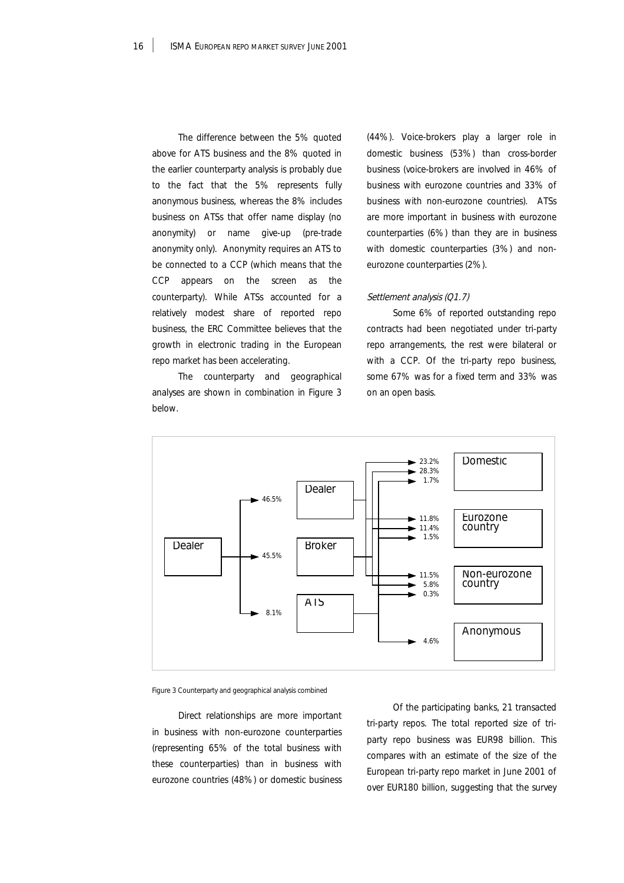The difference between the 5% quoted above for ATS business and the 8% quoted in the earlier counterparty analysis is probably due to the fact that the 5% represents fully anonymous business, whereas the 8% includes business on ATSs that offer name display (no anonymity) or name give-up (pre-trade anonymity only). Anonymity requires an ATS to be connected to a CCP (which means that the CCP appears on the screen as the counterparty). While ATSs accounted for a relatively modest share of reported repo business, the ERC Committee believes that the growth in electronic trading in the European repo market has been accelerating.

The counterparty and geographical analyses are shown in combination in Figure 3 below.

(44%). Voice-brokers play a larger role in domestic business (53%) than cross-border business (voice-brokers are involved in 46% of business with eurozone countries and 33% of business with non-eurozone countries). ATSs are more important in business with eurozone counterparties (6%) than they are in business with domestic counterparties (3%) and non-eurozone counterparties (2%).

*Settlement analysis (Q1.7)*

Some 6% of reported outstanding repo contracts had been negotiated under tri-party repo arrangements, the rest were bilateral or with a CCP. Of the tri-party repo business, some 67% was for a fixed term and 33% was on an open basis.

| From | Via | Share | Domestic | Eurozone country | Non-eurozone country | Anonymous |
|---|---|---|---|---|---|---|
| Dealer | Dealer | 46.5% | 23.2% | 11.8% | 11.5% | |
| | Broker | 45.5% | 28.3% | 11.4% | 5.8% | |
| | ATS | 8.1% | 1.7% | 1.5% | 0.3% | 4.6% |

Figure 3 Counterparty and geographical analysis combined

Direct relationships are more important in business with non-eurozone counterparties (representing 65% of the total business with these counterparties) than in business with eurozone countries (48%) or domestic business

Of the participating banks, 21 transacted tri-party repos. The total reported size of tri-party repo business was EUR98 billion. This compares with an estimate of the size of the European tri-party repo market in June 2001 of over EUR180 billion, suggesting that the survey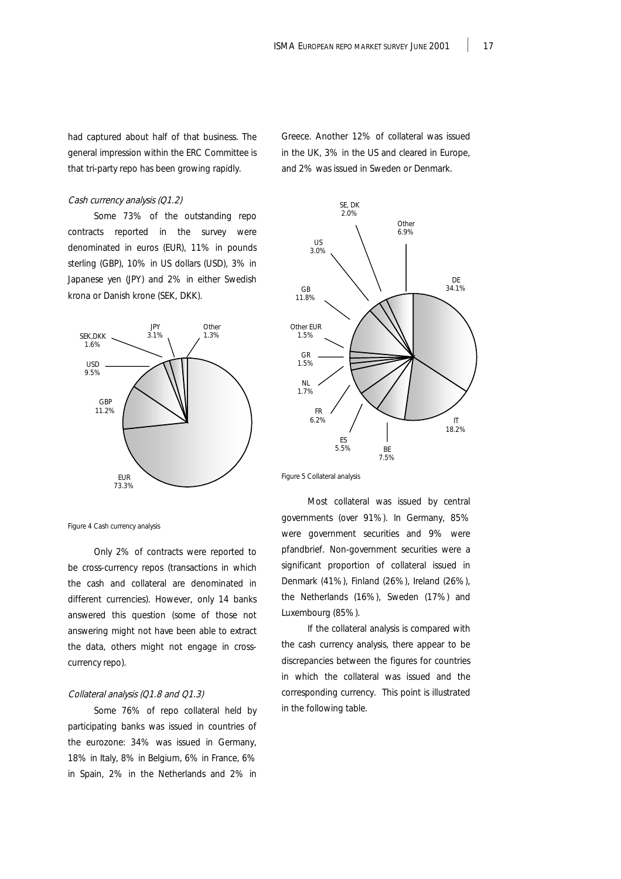had captured about half of that business. The general impression within the ERC Committee is that tri-party repo has been growing rapidly.

*Cash currency analysis (Q1.2)*

Some 73% of the outstanding repo contracts reported in the survey were denominated in euros (EUR), 11% in pounds sterling (GBP), 10% in US dollars (USD), 3% in Japanese yen (JPY) and 2% in either Swedish krona or Danish krone (SEK, DKK).

Figure 4 Cash currency analysis

Only 2% of contracts were reported to be cross-currency repos (transactions in which the cash and collateral are denominated in different currencies). However, only 14 banks answered this question (some of those not answering might not have been able to extract the data, others might not engage in cross-currency repo).

*Collateral analysis (Q1.8 and Q1.3)*

Some 76% of repo collateral held by participating banks was issued in countries of the eurozone: 34% was issued in Germany, 18% in Italy, 8% in Belgium, 6% in France, 6% in Spain, 2% in the Netherlands and 2% in Greece. Another 12% of collateral was issued in the UK, 3% in the US and cleared in Europe, and 2% was issued in Sweden or Denmark.

Figure 5 Collateral analysis

Most collateral was issued by central governments (over 91%). In Germany, 85% were government securities and 9% were pfandbrief. Non-government securities were a significant proportion of collateral issued in Denmark (41%), Finland (26%), Ireland (26%), the Netherlands (16%), Sweden (17%) and Luxembourg (85%).

If the collateral analysis is compared with the cash currency analysis, there appear to be discrepancies between the figures for countries in which the collateral was issued and the corresponding currency. This point is illustrated in the following table.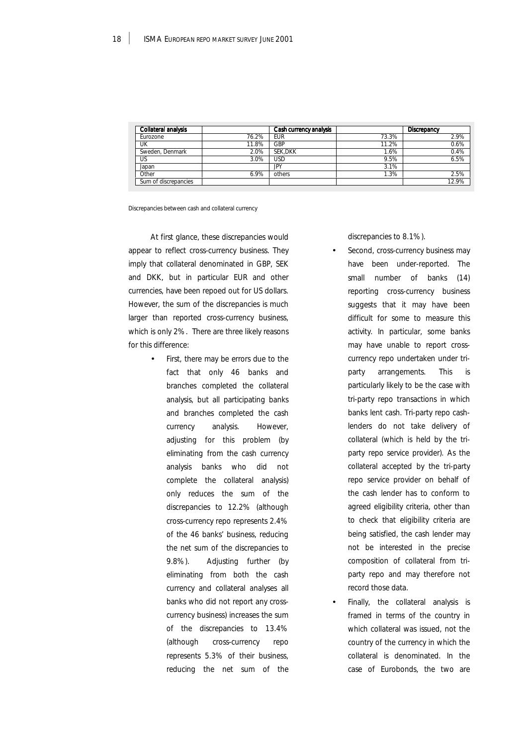| Collateral analysis | | Cash currency analysis | | Discrepancy |
|---|---|---|---|---|
| Eurozone | 76.2% | EUR | 73.3% | 2.9% |
| UK | 11.8% | GBP | 11.2% | 0.6% |
| Sweden, Denmark | 2.0% | SEK,DKK | 1.6% | 0.4% |
| US | 3.0% | USD | 9.5% | 6.5% |
| Japan | | JPY | 3.1% | |
| Other | 6.9% | others | 1.3% | 2.5% |
| Sum of discrepancies | | | | 12.9% |

Discrepancies between cash and collateral currency

At first glance, these discrepancies would appear to reflect cross-currency business. They imply that collateral denominated in GBP, SEK and DKK, but in particular EUR and other currencies, have been repoed out for US dollars. However, the sum of the discrepancies is much larger than reported cross-currency business, which is only 2%. There are three likely reasons for this difference:

- First, there may be errors due to the fact that only 46 banks and branches completed the collateral analysis, but all participating banks and branches completed the cash currency analysis. However, adjusting for this problem (by eliminating from the cash currency analysis banks who did not complete the collateral analysis) only reduces the sum of the discrepancies to 12.2% (although cross-currency repo represents 2.4% of the 46 banks' business, reducing the net sum of the discrepancies to 9.8%). Adjusting further (by eliminating from both the cash currency and collateral analyses all banks who did not report any cross-currency business) increases the sum of the discrepancies to 13.4% (although cross-currency repo represents 5.3% of their business, reducing the net sum of the discrepancies to 8.1%).
- Second, cross-currency business may have been under-reported. The small number of banks (14) reporting cross-currency business suggests that it may have been difficult for some to measure this activity. In particular, some banks may have unable to report cross-currency repo undertaken under tri-party arrangements. This is particularly likely to be the case with tri-party repo transactions in which banks lent cash. Tri-party repo cash-lenders do not take delivery of collateral (which is held by the tri-party repo service provider). As the collateral accepted by the tri-party repo service provider on behalf of the cash lender has to conform to agreed eligibility criteria, other than to check that eligibility criteria are being satisfied, the cash lender may not be interested in the precise composition of collateral from tri-party repo and may therefore not record those data.
- Finally, the collateral analysis is framed in terms of the country in which collateral was issued, not the country of the currency in which the collateral is denominated. In the case of Eurobonds, the two are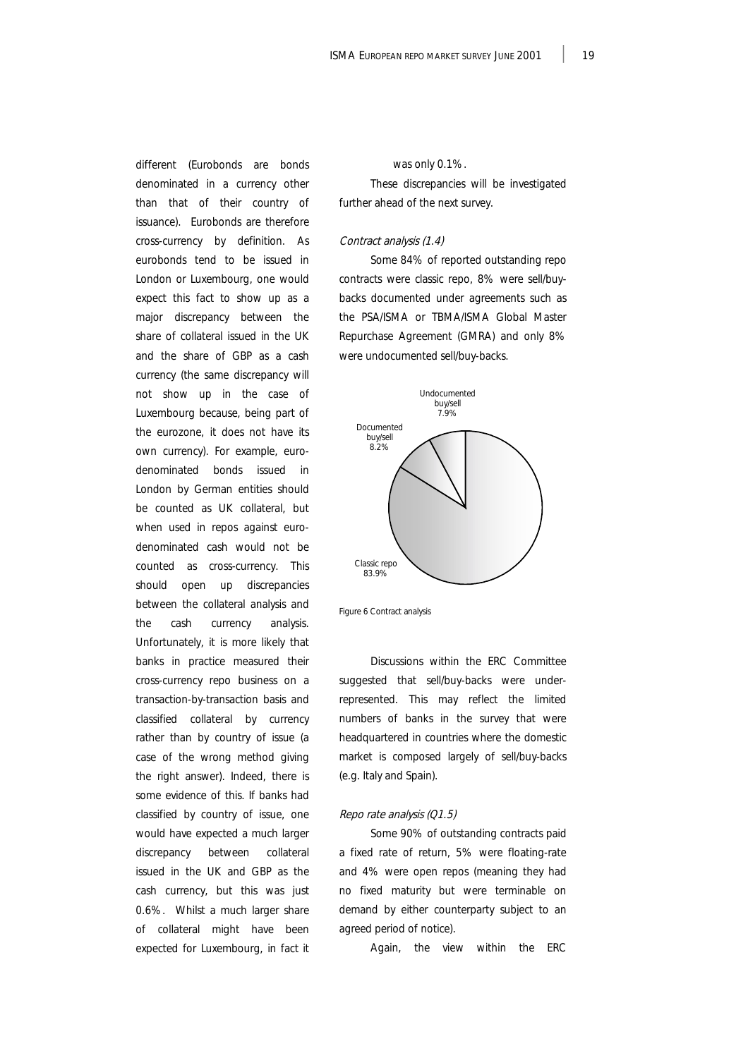different (Eurobonds are bonds denominated in a currency other than that of their country of issuance). Eurobonds are therefore cross-currency by definition. As eurobonds tend to be issued in London or Luxembourg, one would expect this fact to show up as a major discrepancy between the share of collateral issued in the UK and the share of GBP as a cash currency (the same discrepancy will not show up in the case of Luxembourg because, being part of the eurozone, it does not have its own currency). For example, euro-denominated bonds issued in London by German entities should be counted as UK collateral, but when used in repos against euro-denominated cash would not be counted as cross-currency. This should open up discrepancies between the collateral analysis and the cash currency analysis. Unfortunately, it is more likely that banks in practice measured their cross-currency repo business on a transaction-by-transaction basis and classified collateral by currency rather than by country of issue (a case of the wrong method giving the right answer). Indeed, there is some evidence of this. If banks had classified by country of issue, one would have expected a much larger discrepancy between collateral issued in the UK and GBP as the cash currency, but this was just 0.6%. Whilst a much larger share of collateral might have been expected for Luxembourg, in fact it was only 0.1%.

These discrepancies will be investigated further ahead of the next survey.

*Contract analysis (1.4)*

Some 84% of reported outstanding repo contracts were classic repo, 8% were sell/buy-backs documented under agreements such as the PSA/ISMA or TBMA/ISMA Global Master Repurchase Agreement (GMRA) and only 8% were undocumented sell/buy-backs.

Undocumented buy/sell 7.9%

Documented buy/sell 8.2%

Classic repo 83.9%

Figure 6 Contract analysis

Discussions within the ERC Committee suggested that sell/buy-backs were under-represented. This may reflect the limited numbers of banks in the survey that were headquartered in countries where the domestic market is composed largely of sell/buy-backs (e.g. Italy and Spain).

*Repo rate analysis (Q1.5)*

Some 90% of outstanding contracts paid a fixed rate of return, 5% were floating-rate and 4% were open repos (meaning they had no fixed maturity but were terminable on demand by either counterparty subject to an agreed period of notice).

Again, the view within the ERC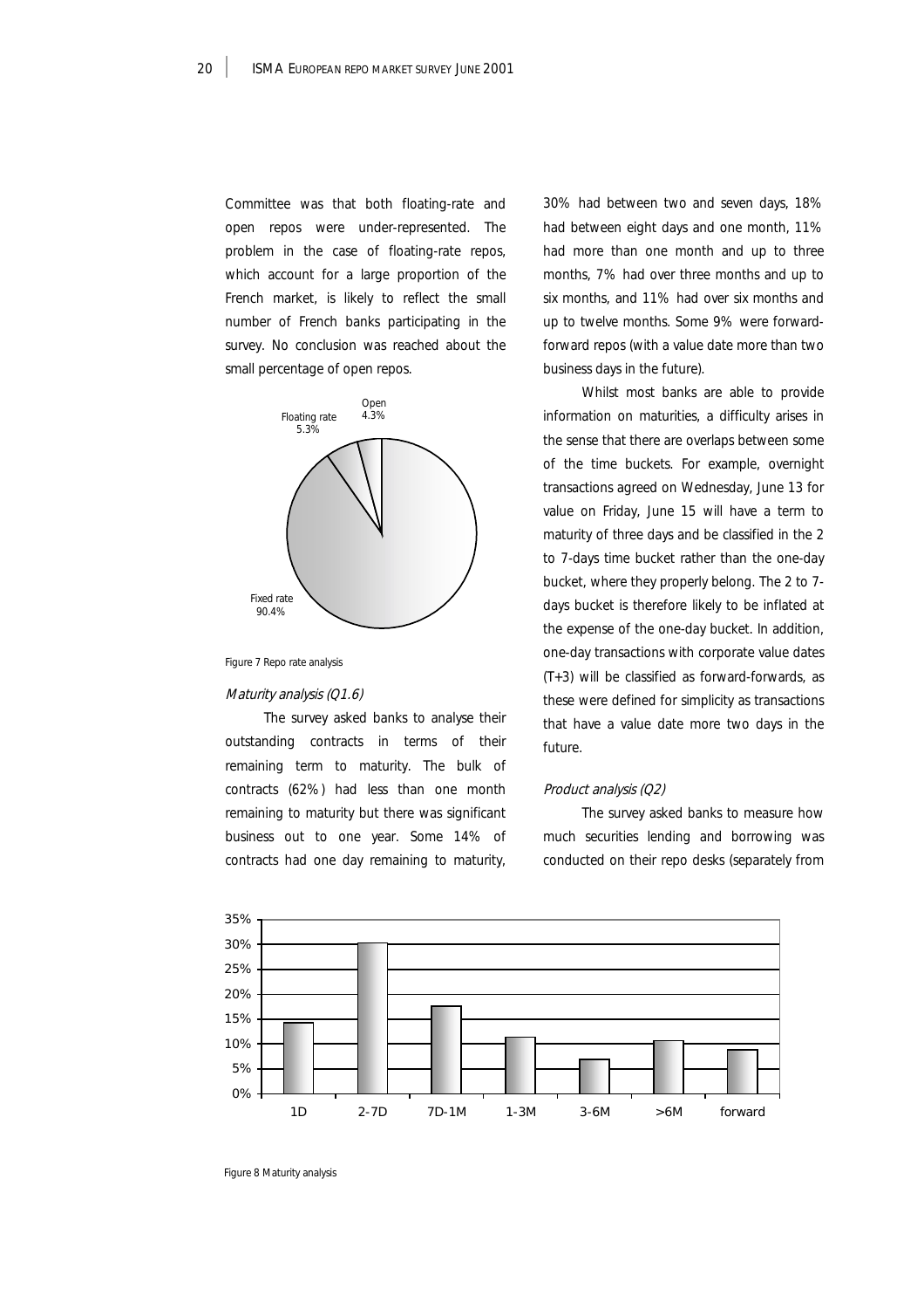Committee was that both floating-rate and open repos were under-represented. The problem in the case of floating-rate repos, which account for a large proportion of the French market, is likely to reflect the small number of French banks participating in the survey. No conclusion was reached about the small percentage of open repos.

Floating rate 5.3%

Open 4.3%

Fixed rate 90.4%

Figure 7 Repo rate analysis

*Maturity analysis (Q1.6)*

The survey asked banks to analyse their outstanding contracts in terms of their remaining term to maturity. The bulk of contracts (62%) had less than one month remaining to maturity but there was significant business out to one year. Some 14% of contracts had one day remaining to maturity, 30% had between two and seven days, 18% had between eight days and one month, 11% had more than one month and up to three months, 7% had over three months and up to six months, and 11% had over six months and up to twelve months. Some 9% were forward-forward repos (with a value date more than two business days in the future).

Whilst most banks are able to provide information on maturities, a difficulty arises in the sense that there are overlaps between some of the time buckets. For example, overnight transactions agreed on Wednesday, June 13 for value on Friday, June 15 will have a term to maturity of three days and be classified in the 2 to 7-days time bucket rather than the one-day bucket, where they properly belong. The 2 to 7-days bucket is therefore likely to be inflated at the expense of the one-day bucket. In addition, one-day transactions with corporate value dates (T+3) will be classified as forward-forwards, as these were defined for simplicity as transactions that have a value date more two days in the future.

*Product analysis (Q2)*

The survey asked banks to measure how much securities lending and borrowing was conducted on their repo desks (separately from

35%
30%
25%
20%
15%
10%
5%
0%

1D 2-7D 7D-1M 1-3M 3-6M >6M forward

Figure 8 Maturity analysis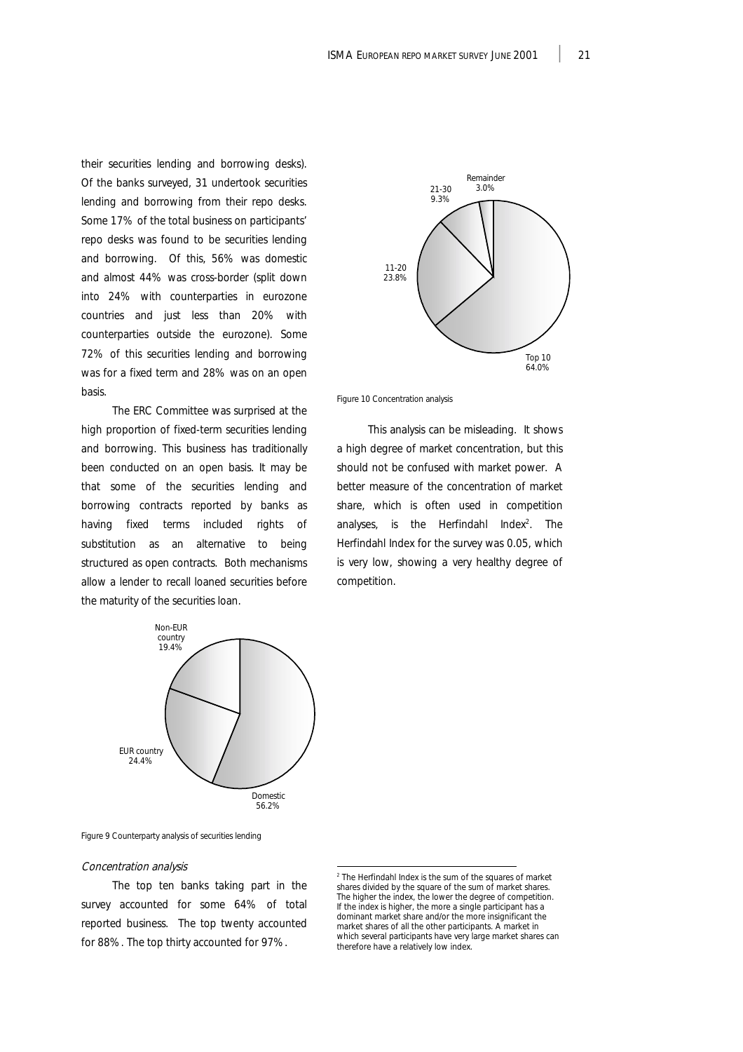their securities lending and borrowing desks). Of the banks surveyed, 31 undertook securities lending and borrowing from their repo desks. Some 17% of the total business on participants' repo desks was found to be securities lending and borrowing. Of this, 56% was domestic and almost 44% was cross-border (split down into 24% with counterparties in eurozone countries and just less than 20% with counterparties outside the eurozone). Some 72% of this securities lending and borrowing was for a fixed term and 28% was on an open basis.

The ERC Committee was surprised at the high proportion of fixed-term securities lending and borrowing. This business has traditionally been conducted on an open basis. It may be that some of the securities lending and borrowing contracts reported by banks as having fixed terms included rights of substitution as an alternative to being structured as open contracts. Both mechanisms allow a lender to recall loaned securities before the maturity of the securities loan.

Non-EUR country 19.4%
EUR country 24.4%
Domestic 56.2%

Figure 9 Counterparty analysis of securities lending

*Concentration analysis*

The top ten banks taking part in the survey accounted for some 64% of total reported business. The top twenty accounted for 88%. The top thirty accounted for 97%.

Remainder 3.0%
21-30 9.3%
11-20 23.8%
Top 10 64.0%

Figure 10 Concentration analysis

This analysis can be misleading. It shows a high degree of market concentration, but this should not be confused with market power. A better measure of the concentration of market share, which is often used in competition analyses, is the Herfindahl Index[2]. The Herfindahl Index for the survey was 0.05, which is very low, showing a very healthy degree of competition.

[2] The Herfindahl Index is the sum of the squares of market shares divided by the square of the sum of market shares. The higher the index, the lower the degree of competition. If the index is higher, the more a single participant has a dominant market share and/or the more insignificant the market shares of all the other participants. A market in which several participants have very large market shares can therefore have a relatively low index.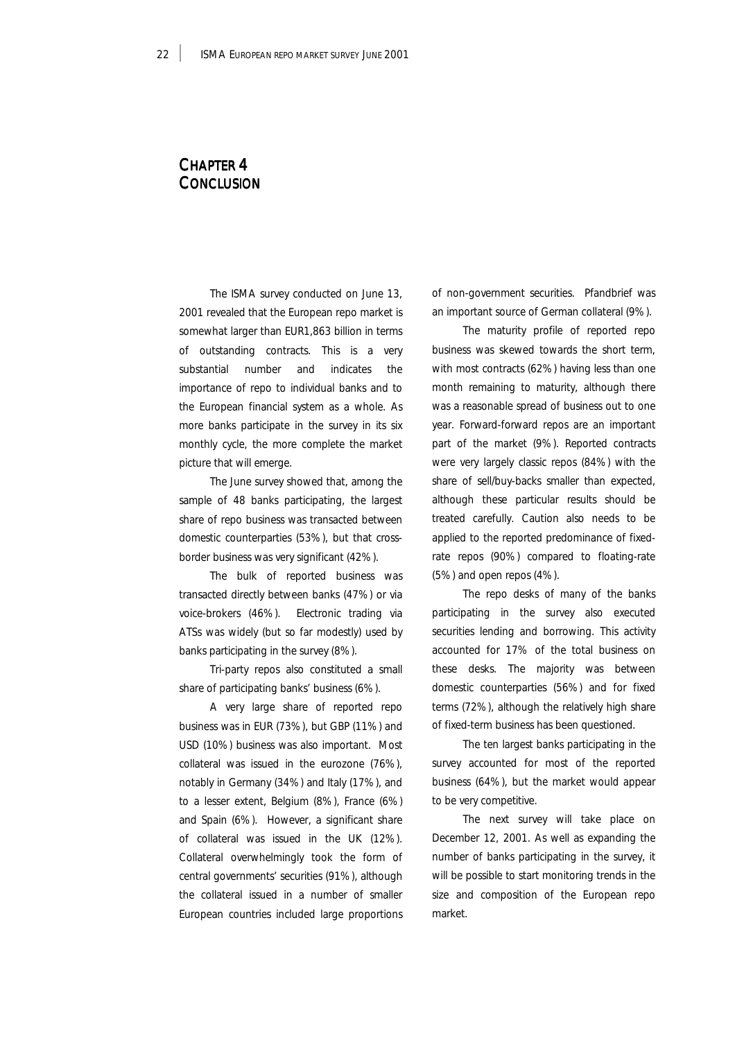# CHAPTER 4
# CONCLUSION

The ISMA survey conducted on June 13, 2001 revealed that the European repo market is somewhat larger than EUR1,863 billion in terms of outstanding contracts. This is a very substantial number and indicates the importance of repo to individual banks and to the European financial system as a whole. As more banks participate in the survey in its six monthly cycle, the more complete the market picture that will emerge.

The June survey showed that, among the sample of 48 banks participating, the largest share of repo business was transacted between domestic counterparties (53%), but that cross-border business was very significant (42%).

The bulk of reported business was transacted directly between banks (47%) or via voice-brokers (46%). Electronic trading via ATSs was widely (but so far modestly) used by banks participating in the survey (8%).

Tri-party repos also constituted a small share of participating banks' business (6%).

A very large share of reported repo business was in EUR (73%), but GBP (11%) and USD (10%) business was also important. Most collateral was issued in the eurozone (76%), notably in Germany (34%) and Italy (17%), and to a lesser extent, Belgium (8%), France (6%) and Spain (6%). However, a significant share of collateral was issued in the UK (12%). Collateral overwhelmingly took the form of central governments' securities (91%), although the collateral issued in a number of smaller European countries included large proportions of non-government securities. Pfandbrief was an important source of German collateral (9%).

The maturity profile of reported repo business was skewed towards the short term, with most contracts (62%) having less than one month remaining to maturity, although there was a reasonable spread of business out to one year. Forward-forward repos are an important part of the market (9%). Reported contracts were very largely classic repos (84%) with the share of sell/buy-backs smaller than expected, although these particular results should be treated carefully. Caution also needs to be applied to the reported predominance of fixed-rate repos (90%) compared to floating-rate (5%) and open repos (4%).

The repo desks of many of the banks participating in the survey also executed securities lending and borrowing. This activity accounted for 17% of the total business on these desks. The majority was between domestic counterparties (56%) and for fixed terms (72%), although the relatively high share of fixed-term business has been questioned.

The ten largest banks participating in the survey accounted for most of the reported business (64%), but the market would appear to be very competitive.

The next survey will take place on December 12, 2001. As well as expanding the number of banks participating in the survey, it will be possible to start monitoring trends in the size and composition of the European repo market.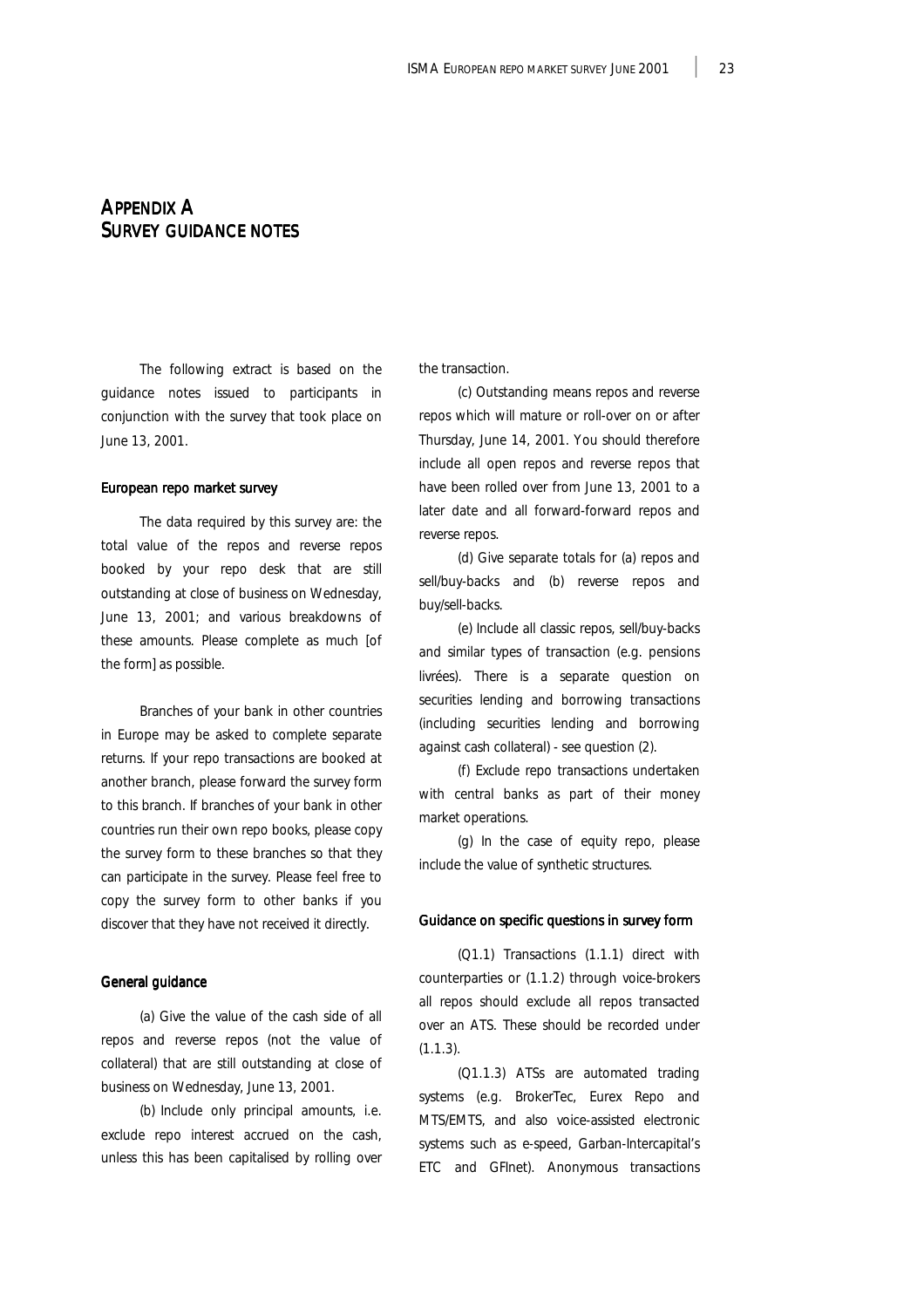# APPENDIX A
# SURVEY GUIDANCE NOTES

The following extract is based on the guidance notes issued to participants in conjunction with the survey that took place on June 13, 2001.

### European repo market survey

The data required by this survey are: the total value of the repos and reverse repos booked by your repo desk that are still outstanding at close of business on Wednesday, June 13, 2001; and various breakdowns of these amounts. Please complete as much [of the form] as possible.

Branches of your bank in other countries in Europe may be asked to complete separate returns. If your repo transactions are booked at another branch, please forward the survey form to this branch. If branches of your bank in other countries run their own repo books, please copy the survey form to these branches so that they can participate in the survey. Please feel free to copy the survey form to other banks if you discover that they have not received it directly.

### General guidance

(a) Give the value of the cash side of all repos and reverse repos (not the value of collateral) that are still outstanding at close of business on Wednesday, June 13, 2001.

(b) Include only principal amounts, i.e. exclude repo interest accrued on the cash, unless this has been capitalised by rolling over the transaction.

(c) Outstanding means repos and reverse repos which will mature or roll-over on or after Thursday, June 14, 2001. You should therefore include all open repos and reverse repos that have been rolled over from June 13, 2001 to a later date and all forward-forward repos and reverse repos.

(d) Give separate totals for (a) repos and sell/buy-backs and (b) reverse repos and buy/sell-backs.

(e) Include all classic repos, sell/buy-backs and similar types of transaction (e.g. pensions livrées). There is a separate question on securities lending and borrowing transactions (including securities lending and borrowing against cash collateral) - see question (2).

(f) Exclude repo transactions undertaken with central banks as part of their money market operations.

(g) In the case of equity repo, please include the value of synthetic structures.

### Guidance on specific questions in survey form

(Q1.1) Transactions (1.1.1) direct with counterparties or (1.1.2) through voice-brokers all repos should exclude all repos transacted over an ATS. These should be recorded under (1.1.3).

(Q1.1.3) ATSs are automated trading systems (e.g. BrokerTec, Eurex Repo and MTS/EMTS, and also voice-assisted electronic systems such as e-speed, Garban-Intercapital's ETC and GFInet). Anonymous transactions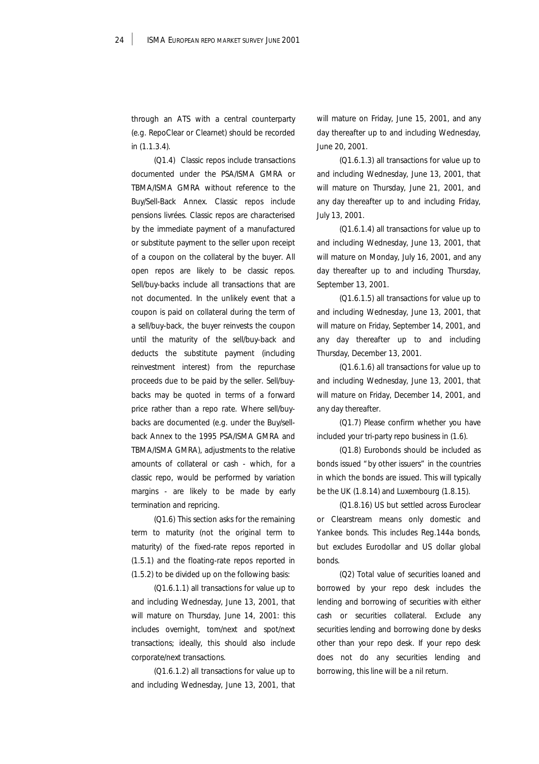through an ATS with a central counterparty (e.g. RepoClear or Clearnet) should be recorded in (1.1.3.4).

(Q1.4) Classic repos include transactions documented under the PSA/ISMA GMRA or TBMA/ISMA GMRA without reference to the Buy/Sell-Back Annex. Classic repos include pensions livrées. Classic repos are characterised by the immediate payment of a manufactured or substitute payment to the seller upon receipt of a coupon on the collateral by the buyer. All open repos are likely to be classic repos. Sell/buy-backs include all transactions that are not documented. In the unlikely event that a coupon is paid on collateral during the term of a sell/buy-back, the buyer reinvests the coupon until the maturity of the sell/buy-back and deducts the substitute payment (including reinvestment interest) from the repurchase proceeds due to be paid by the seller. Sell/buy-backs may be quoted in terms of a forward price rather than a repo rate. Where sell/buy-backs are documented (e.g. under the Buy/sell-back Annex to the 1995 PSA/ISMA GMRA and TBMA/ISMA GMRA), adjustments to the relative amounts of collateral or cash - which, for a classic repo, would be performed by variation margins - are likely to be made by early termination and repricing.

(Q1.6) This section asks for the remaining term to maturity (not the original term to maturity) of the fixed-rate repos reported in (1.5.1) and the floating-rate repos reported in (1.5.2) to be divided up on the following basis:

(Q1.6.1.1) all transactions for value up to and including Wednesday, June 13, 2001, that will mature on Thursday, June 14, 2001: this includes overnight, tom/next and spot/next transactions; ideally, this should also include corporate/next transactions.

(Q1.6.1.2) all transactions for value up to and including Wednesday, June 13, 2001, that will mature on Friday, June 15, 2001, and any day thereafter up to and including Wednesday, June 20, 2001.

(Q1.6.1.3) all transactions for value up to and including Wednesday, June 13, 2001, that will mature on Thursday, June 21, 2001, and any day thereafter up to and including Friday, July 13, 2001.

(Q1.6.1.4) all transactions for value up to and including Wednesday, June 13, 2001, that will mature on Monday, July 16, 2001, and any day thereafter up to and including Thursday, September 13, 2001.

(Q1.6.1.5) all transactions for value up to and including Wednesday, June 13, 2001, that will mature on Friday, September 14, 2001, and any day thereafter up to and including Thursday, December 13, 2001.

(Q1.6.1.6) all transactions for value up to and including Wednesday, June 13, 2001, that will mature on Friday, December 14, 2001, and any day thereafter.

(Q1.7) Please confirm whether you have included your tri-party repo business in (1.6).

(Q1.8) Eurobonds should be included as bonds issued "by other issuers" in the countries in which the bonds are issued. This will typically be the UK (1.8.14) and Luxembourg (1.8.15).

(Q1.8.16) US but settled across Euroclear or Clearstream means only domestic and Yankee bonds. This includes Reg.144a bonds, but excludes Eurodollar and US dollar global bonds.

(Q2) Total value of securities loaned and borrowed by your repo desk includes the lending and borrowing of securities with either cash or securities collateral. Exclude any securities lending and borrowing done by desks other than your repo desk. If your repo desk does not do any securities lending and borrowing, this line will be a nil return.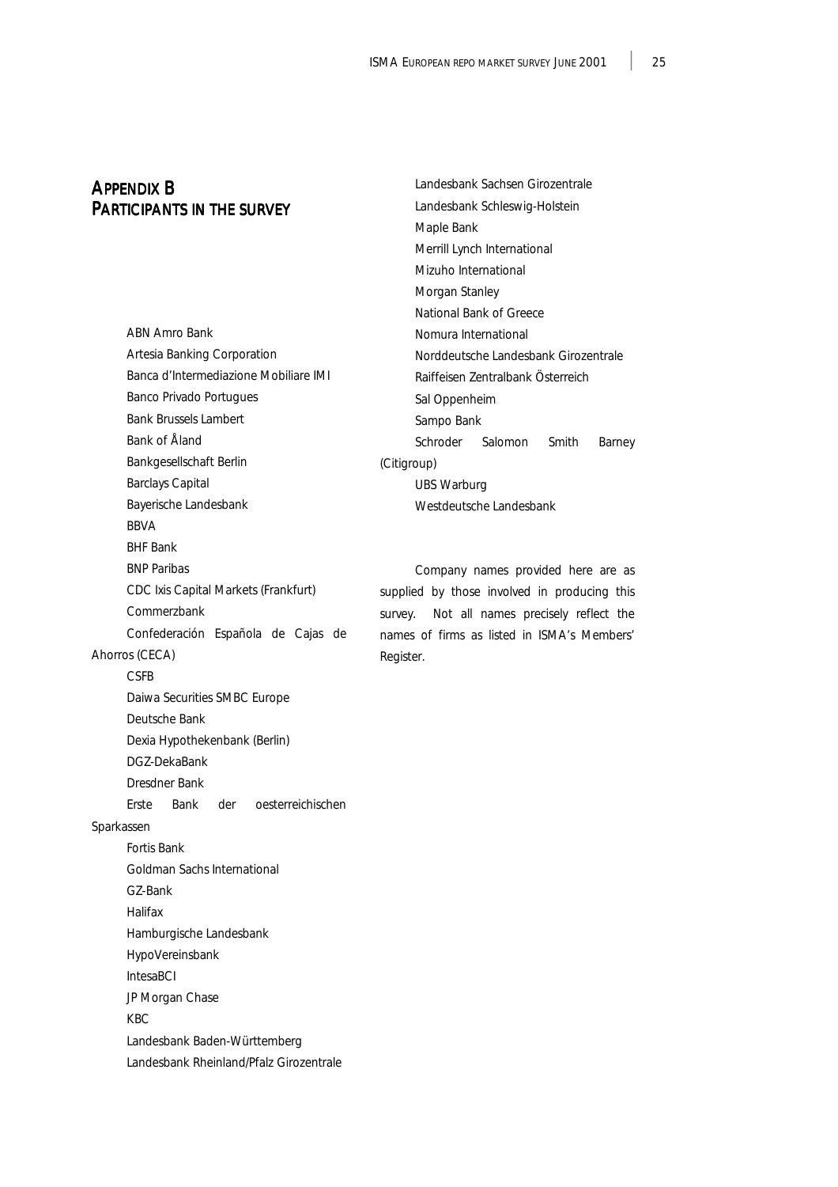# APPENDIX B
# PARTICIPANTS IN THE SURVEY

ABN Amro Bank
Artesia Banking Corporation
Banca d'Intermediazione Mobiliare IMI
Banco Privado Portugues
Bank Brussels Lambert
Bank of Åland
Bankgesellschaft Berlin
Barclays Capital
Bayerische Landesbank
BBVA
BHF Bank
BNP Paribas
CDC Ixis Capital Markets (Frankfurt)
Commerzbank
Confederación Española de Cajas de Ahorros (CECA)
CSFB
Daiwa Securities SMBC Europe
Deutsche Bank
Dexia Hypothekenbank (Berlin)
DGZ-DekaBank
Dresdner Bank
Erste Bank der oesterreichischen Sparkassen
Fortis Bank
Goldman Sachs International
GZ-Bank
Halifax
Hamburgische Landesbank
HypoVereinsbank
IntesaBCI
JP Morgan Chase
KBC
Landesbank Baden-Württemberg
Landesbank Rheinland/Pfalz Girozentrale
Landesbank Sachsen Girozentrale
Landesbank Schleswig-Holstein
Maple Bank
Merrill Lynch International
Mizuho International
Morgan Stanley
National Bank of Greece
Nomura International
Norddeutsche Landesbank Girozentrale
Raiffeisen Zentralbank Österreich
Sal Oppenheim
Sampo Bank
Schroder Salomon Smith Barney (Citigroup)
UBS Warburg
Westdeutsche Landesbank

Company names provided here are as supplied by those involved in producing this survey. Not all names precisely reflect the names of firms as listed in ISMA's Members' Register.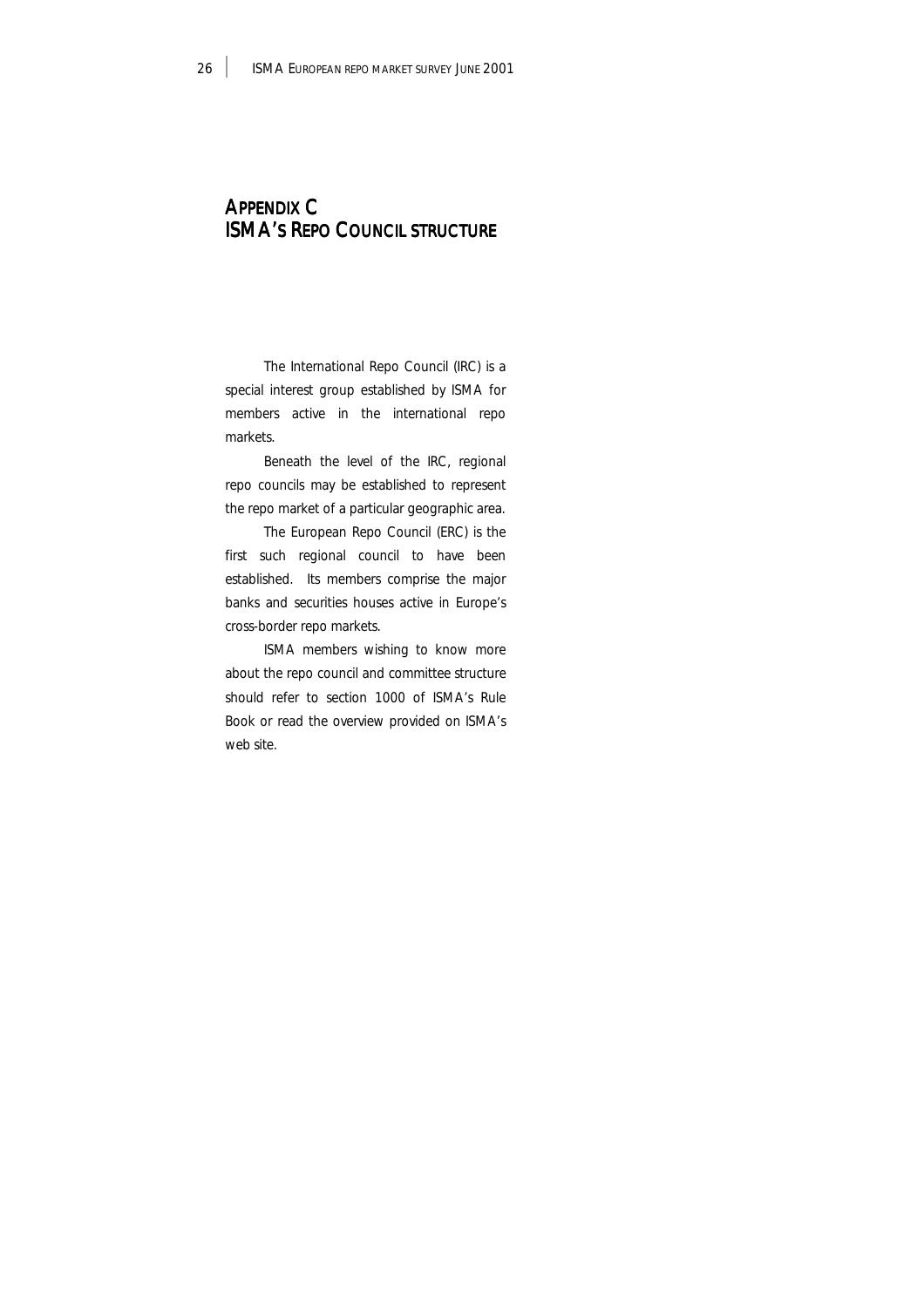# APPENDIX C
# ISMA'S REPO COUNCIL STRUCTURE

The International Repo Council (IRC) is a special interest group established by ISMA for members active in the international repo markets.

Beneath the level of the IRC, regional repo councils may be established to represent the repo market of a particular geographic area.

The European Repo Council (ERC) is the first such regional council to have been established. Its members comprise the major banks and securities houses active in Europe's cross-border repo markets.

ISMA members wishing to know more about the repo council and committee structure should refer to section 1000 of ISMA's Rule Book or read the overview provided on ISMA's web site.